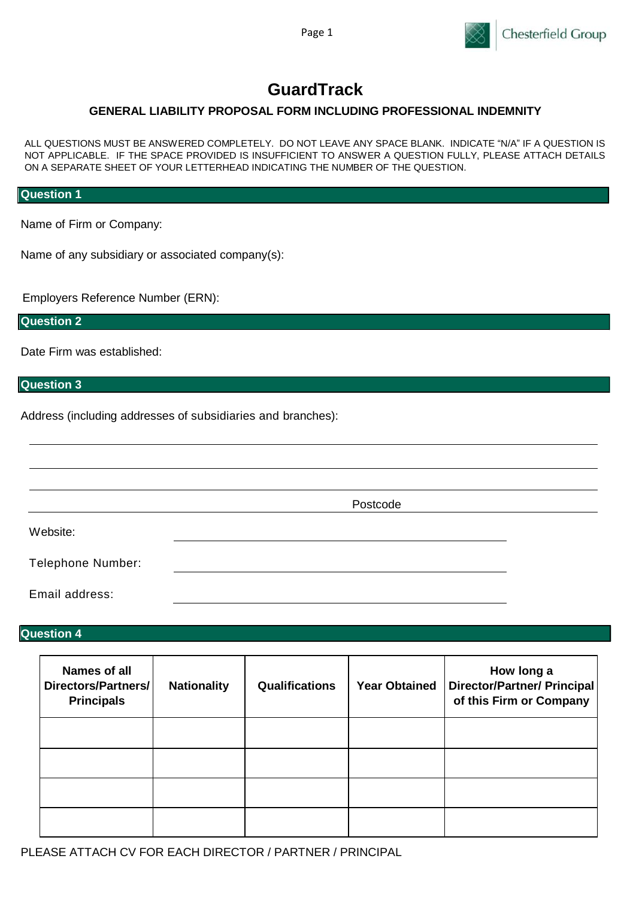# GuardTrack

## GENERAL LIABILITY PROPOSAL FORM INCLUDING PROFESSIONAL INDEMNITY

ALL QUESTIONS MUST BE ANSWERED COMPLETELY. DO NOT LEAVE ANY SPACE BLANK. INDICATE "N/A" IF A QUESTION IS NOT APPLICABLE. IF THE SPACE PROVIDED IS INSUFFICIENT TO ANSWER A QUESTION FULLY, PLEASE ATTACH DETAILS ON A SEPARATE SHEET OF YOUR LETTERHEAD INDICATING THE NUMBER OF THE QUESTION.

### Question 1

Name of Firm or Company:

Name of any subsidiary or associated company(s):

Employers Reference Number (ERN):

### Question 2

Date Firm was established:

### Question 3

Address (including addresses of subsidiaries and branches):

Postcode

Website:

Telephone Number:

Email address:

### Question 4

| Names of all Directors/Partners/ Principals | Nationality | Qualifications | Year Obtained | How long a Director/Partner/ Principal of this Firm or Company |
|---|---|---|---|---|
| | | | | |
| | | | | |
| | | | | |
| | | | | |

PLEASE ATTACH CV FOR EACH DIRECTOR / PARTNER / PRINCIPAL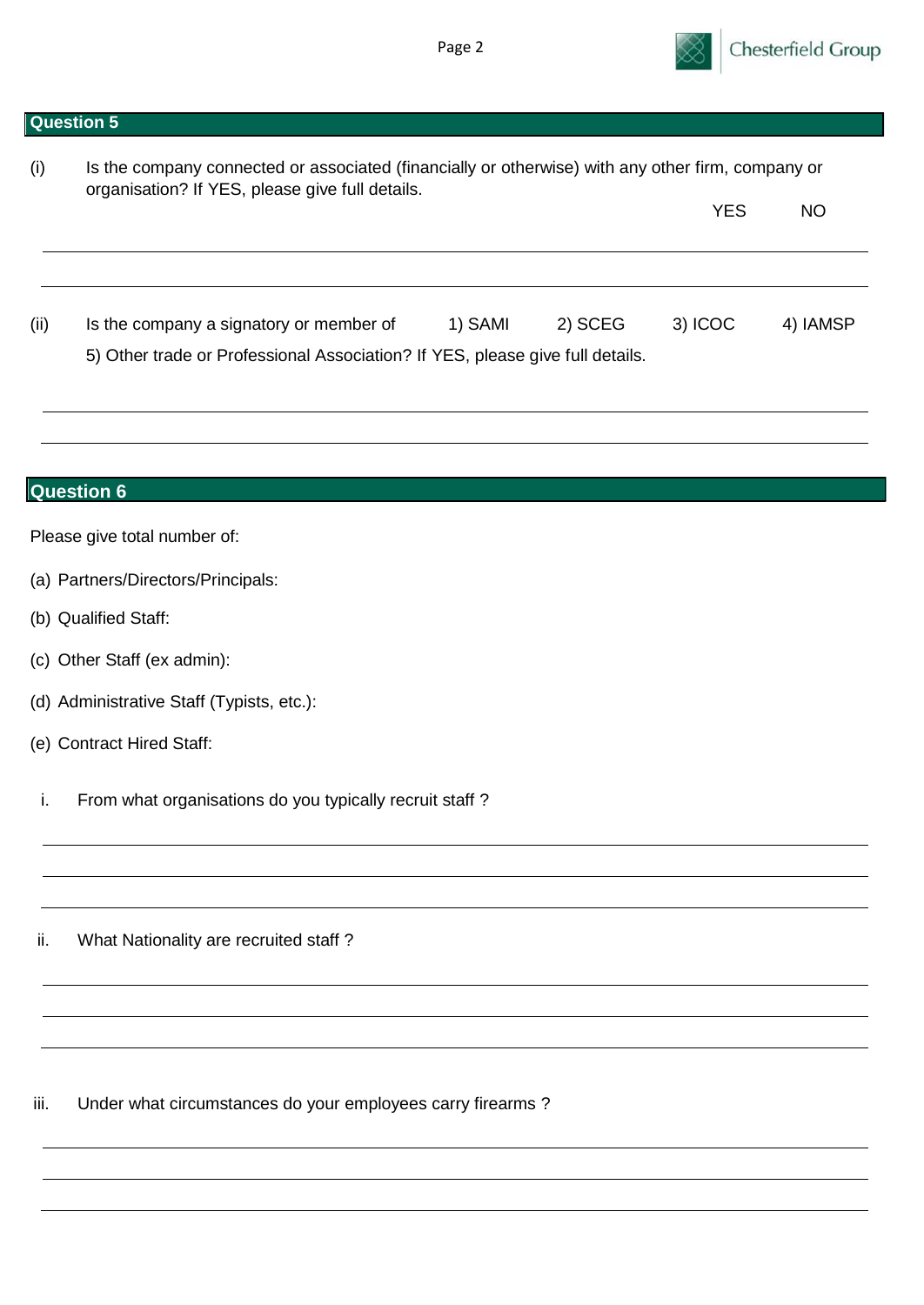## Question 5

(i) Is the company connected or associated (financially or otherwise) with any other firm, company or organisation? If YES, please give full details.

YES NO

(ii) Is the company a signatory or member of 1) SAMI 2) SCEG 3) ICOC 4) IAMSP 5) Other trade or Professional Association? If YES, please give full details.

## Question 6

Please give total number of:

(a) Partners/Directors/Principals:

(b) Qualified Staff:

(c) Other Staff (ex admin):

(d) Administrative Staff (Typists, etc.):

(e) Contract Hired Staff:

i. From what organisations do you typically recruit staff ?

ii. What Nationality are recruited staff ?

iii. Under what circumstances do your employees carry firearms ?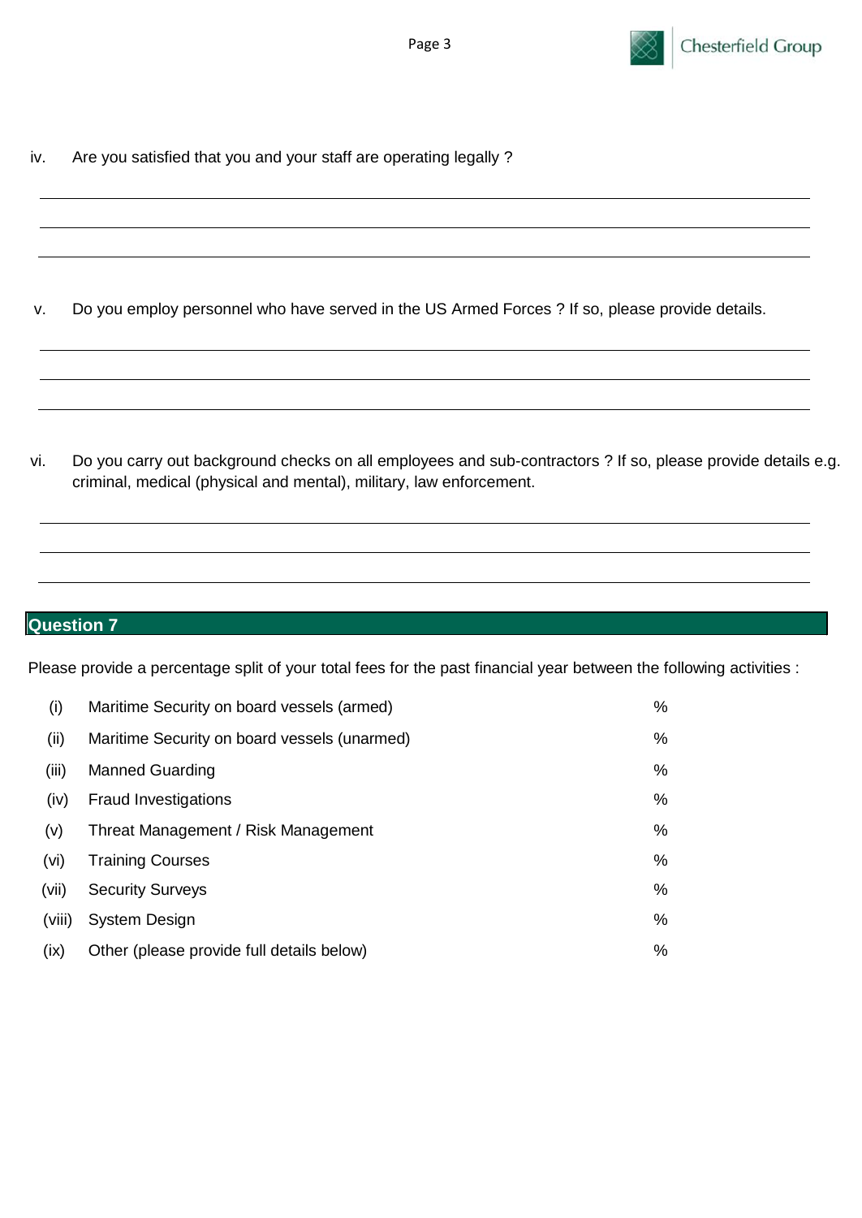iv. Are you satisfied that you and your staff are operating legally ?

v. Do you employ personnel who have served in the US Armed Forces ? If so, please provide details.

vi. Do you carry out background checks on all employees and sub-contractors ? If so, please provide details e.g. criminal, medical (physical and mental), military, law enforcement.

## Question 7

Please provide a percentage split of your total fees for the past financial year between the following activities :

| | | |
|---|---|---|
| (i) | Maritime Security on board vessels (armed) | % |
| (ii) | Maritime Security on board vessels (unarmed) | % |
| (iii) | Manned Guarding | % |
| (iv) | Fraud Investigations | % |
| (v) | Threat Management / Risk Management | % |
| (vi) | Training Courses | % |
| (vii) | Security Surveys | % |
| (viii) | System Design | % |
| (ix) | Other (please provide full details below) | % |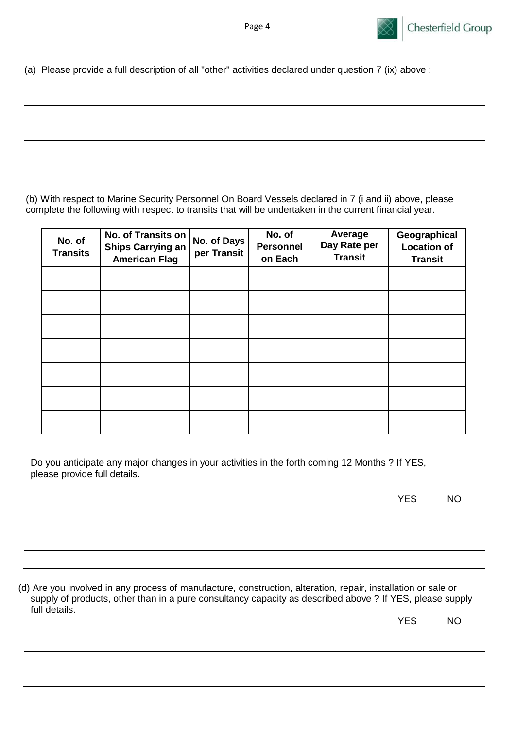(a) Please provide a full description of all "other" activities declared under question 7 (ix) above :

(b) With respect to Marine Security Personnel On Board Vessels declared in 7 (i and ii) above, please complete the following with respect to transits that will be undertaken in the current financial year.

| No. of Transits | No. of Transits on Ships Carrying an American Flag | No. of Days per Transit | No. of Personnel on Each | Average Day Rate per Transit | Geographical Location of Transit |
|---|---|---|---|---|---|
| | | | | | |
| | | | | | |
| | | | | | |
| | | | | | |
| | | | | | |
| | | | | | |
| | | | | | |

Do you anticipate any major changes in your activities in the forth coming 12 Months ? If YES, please provide full details.

YES NO

(d) Are you involved in any process of manufacture, construction, alteration, repair, installation or sale or supply of products, other than in a pure consultancy capacity as described above ? If YES, please supply full details.

YES NO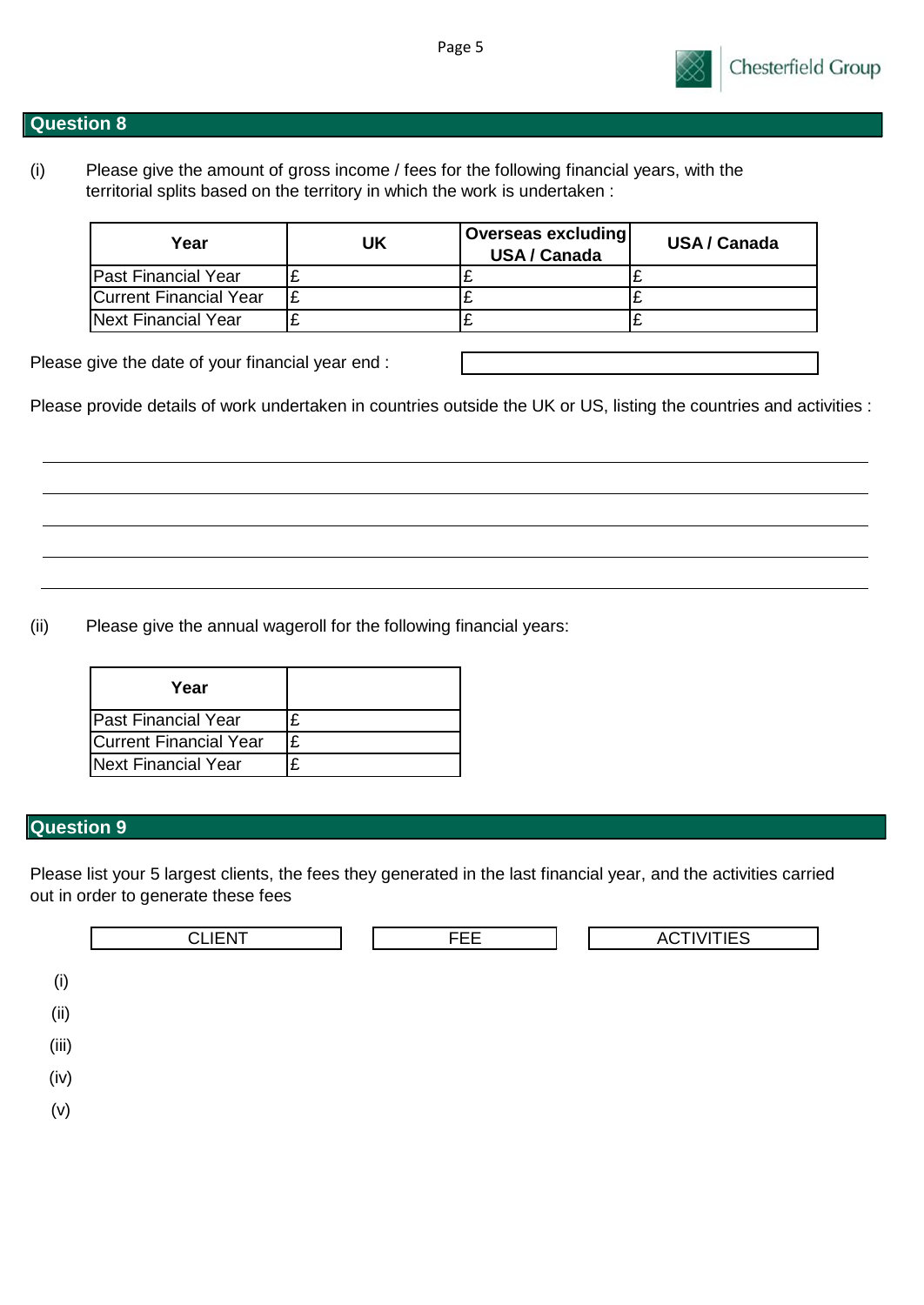## Question 8

(i) Please give the amount of gross income / fees for the following financial years, with the territorial splits based on the territory in which the work is undertaken :

| Year | UK | Overseas excluding USA / Canada | USA / Canada |
|---|---|---|---|
| Past Financial Year | £ | £ | £ |
| Current Financial Year | £ | £ | £ |
| Next Financial Year | £ | £ | £ |

Please give the date of your financial year end :

Please provide details of work undertaken in countries outside the UK or US, listing the countries and activities :

(ii) Please give the annual wageroll for the following financial years:

| Year | |
|---|---|
| Past Financial Year | £ |
| Current Financial Year | £ |
| Next Financial Year | £ |

## Question 9

Please list your 5 largest clients, the fees they generated in the last financial year, and the activities carried out in order to generate these fees

| | CLIENT | FEE | ACTIVITIES |
|---|---|---|---|
| (i) | | | |
| (ii) | | | |
| (iii) | | | |
| (iv) | | | |
| (v) | | | |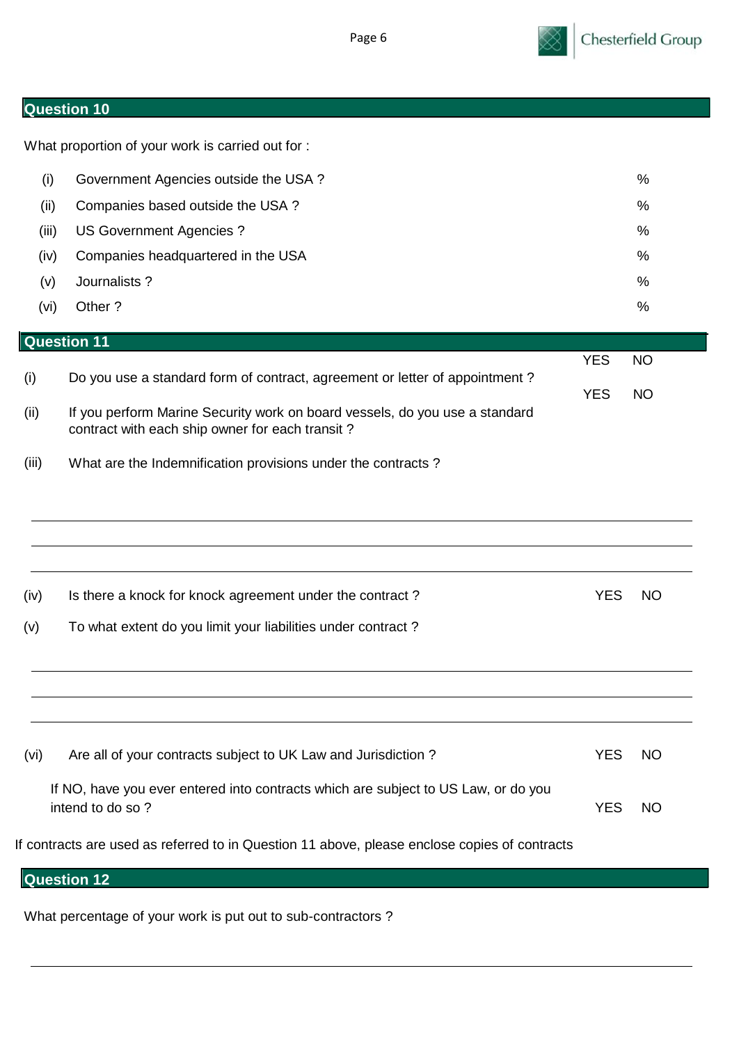## Question 10

What proportion of your work is carried out for :

| | | |
|---|---|---|
| (i) | Government Agencies outside the USA ? | % |
| (ii) | Companies based outside the USA ? | % |
| (iii) | US Government Agencies ? | % |
| (iv) | Companies headquartered in the USA | % |
| (v) | Journalists ? | % |
| (vi) | Other ? | % |

## Question 11

(i) Do you use a standard form of contract, agreement or letter of appointment ? YES NO

(ii) If you perform Marine Security work on board vessels, do you use a standard contract with each ship owner for each transit ? YES NO

(iii) What are the Indemnification provisions under the contracts ?

______________________________________________________________________

______________________________________________________________________

______________________________________________________________________

(iv) Is there a knock for knock agreement under the contract ? YES NO

(v) To what extent do you limit your liabilities under contract ?

______________________________________________________________________

______________________________________________________________________

______________________________________________________________________

(vi) Are all of your contracts subject to UK Law and Jurisdiction ? YES NO

If NO, have you ever entered into contracts which are subject to US Law, or do you intend to do so ? YES NO

If contracts are used as referred to in Question 11 above, please enclose copies of contracts

## Question 12

What percentage of your work is put out to sub-contractors ?

______________________________________________________________________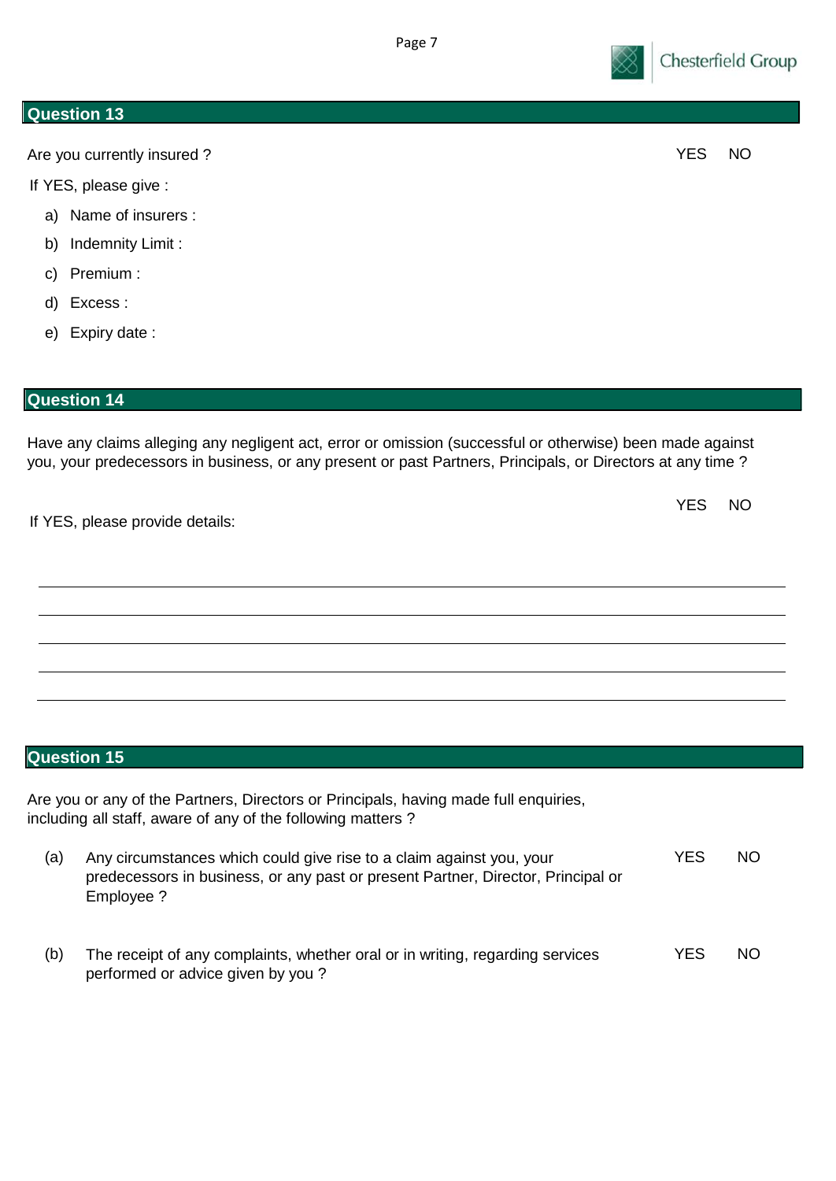## Question 13

Are you currently insured ? YES NO

If YES, please give :

a) Name of insurers :

b) Indemnity Limit :

c) Premium :

d) Excess :

e) Expiry date :

## Question 14

Have any claims alleging any negligent act, error or omission (successful or otherwise) been made against you, your predecessors in business, or any present or past Partners, Principals, or Directors at any time ?

YES NO

If YES, please provide details:

______________________________________________________________________

______________________________________________________________________

______________________________________________________________________

______________________________________________________________________

______________________________________________________________________

## Question 15

Are you or any of the Partners, Directors or Principals, having made full enquiries, including all staff, aware of any of the following matters ?

(a) Any circumstances which could give rise to a claim against you, your predecessors in business, or any past or present Partner, Director, Principal or Employee ? YES NO

(b) The receipt of any complaints, whether oral or in writing, regarding services performed or advice given by you ? YES NO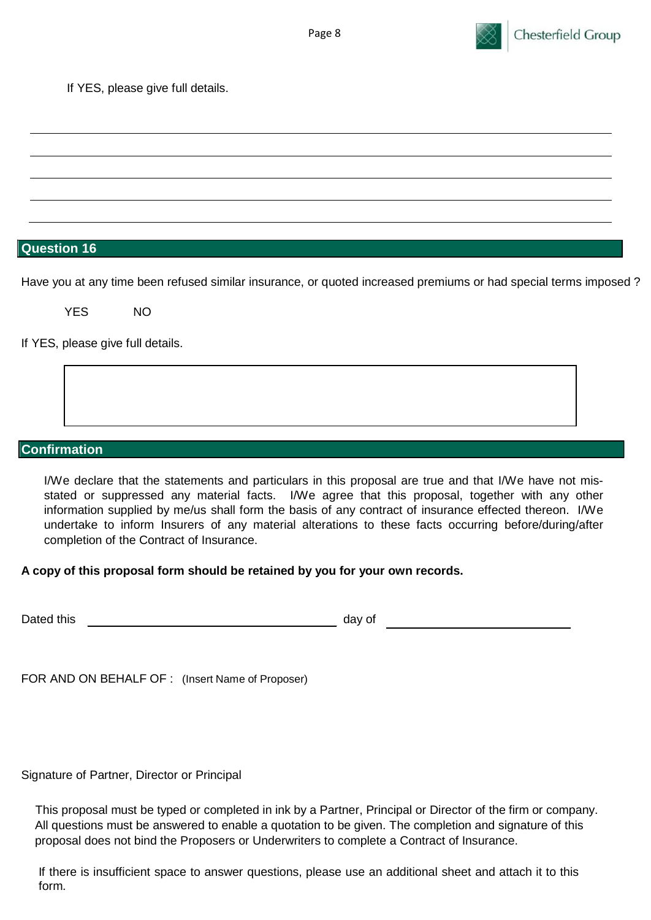If YES, please give full details.

## Question 16

Have you at any time been refused similar insurance, or quoted increased premiums or had special terms imposed ?

YES NO

If YES, please give full details.

## Confirmation

I/We declare that the statements and particulars in this proposal are true and that I/We have not mis-stated or suppressed any material facts. I/We agree that this proposal, together with any other information supplied by me/us shall form the basis of any contract of insurance effected thereon. I/We undertake to inform Insurers of any material alterations to these facts occurring before/during/after completion of the Contract of Insurance.

**A copy of this proposal form should be retained by you for your own records.**

Dated this ______________________ day of ______________________

FOR AND ON BEHALF OF : (Insert Name of Proposer)

Signature of Partner, Director or Principal

This proposal must be typed or completed in ink by a Partner, Principal or Director of the firm or company. All questions must be answered to enable a quotation to be given. The completion and signature of this proposal does not bind the Proposers or Underwriters to complete a Contract of Insurance.

If there is insufficient space to answer questions, please use an additional sheet and attach it to this form.